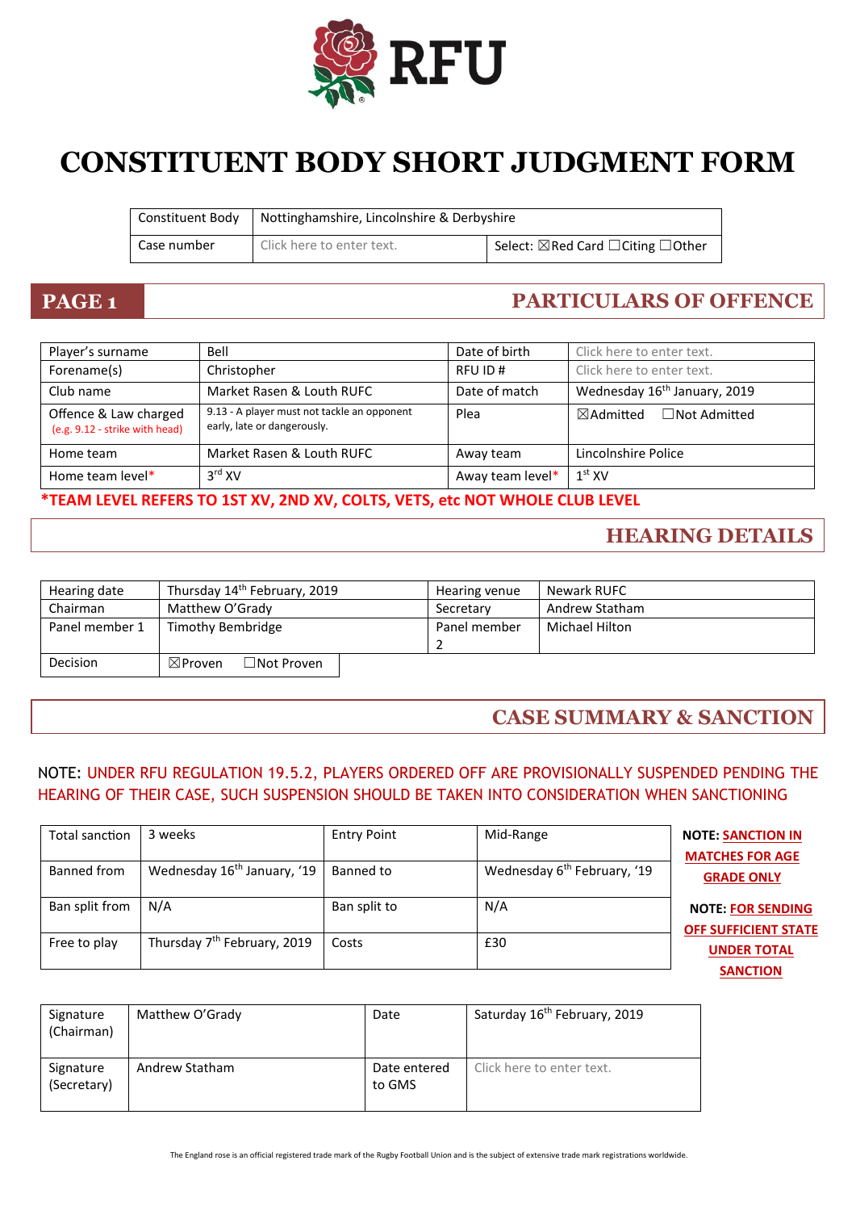RFU

# CONSTITUENT BODY SHORT JUDGMENT FORM

| Constituent Body | Nottinghamshire, Lincolnshire & Derbyshire | |
|---|---|---|
| Case number | Click here to enter text. | Select: ☒Red Card ☐Citing ☐Other |

## PAGE 1 — PARTICULARS OF OFFENCE

| Player's surname | Bell | Date of birth | Click here to enter text. |
|---|---|---|---|
| Forename(s) | Christopher | RFU ID # | Click here to enter text. |
| Club name | Market Rasen & Louth RUFC | Date of match | Wednesday 16th January, 2019 |
| Offence & Law charged (e.g. 9.12 - strike with head) | 9.13 - A player must not tackle an opponent early, late or dangerously. | Plea | ☒Admitted ☐Not Admitted |
| Home team | Market Rasen & Louth RUFC | Away team | Lincolnshire Police |
| Home team level* | 3rd XV | Away team level* | 1st XV |

***TEAM LEVEL REFERS TO 1ST XV, 2ND XV, COLTS, VETS, etc NOT WHOLE CLUB LEVEL**

## HEARING DETAILS

| Hearing date | Thursday 14th February, 2019 | Hearing venue | Newark RUFC |
|---|---|---|---|
| Chairman | Matthew O'Grady | Secretary | Andrew Statham |
| Panel member 1 | Timothy Bembridge | Panel member 2 | Michael Hilton |
| Decision | ☒Proven ☐Not Proven | | |

## CASE SUMMARY & SANCTION

NOTE: UNDER RFU REGULATION 19.5.2, PLAYERS ORDERED OFF ARE PROVISIONALLY SUSPENDED PENDING THE HEARING OF THEIR CASE, SUCH SUSPENSION SHOULD BE TAKEN INTO CONSIDERATION WHEN SANCTIONING

| Total sanction | 3 weeks | Entry Point | Mid-Range |
|---|---|---|---|
| Banned from | Wednesday 16th January, '19 | Banned to | Wednesday 6th February, '19 |
| Ban split from | N/A | Ban split to | N/A |
| Free to play | Thursday 7th February, 2019 | Costs | £30 |

**NOTE: SANCTION IN MATCHES FOR AGE GRADE ONLY**

**NOTE: FOR SENDING OFF SUFFICIENT STATE UNDER TOTAL SANCTION**

| Signature (Chairman) | Matthew O'Grady | Date | Saturday 16th February, 2019 |
|---|---|---|---|
| Signature (Secretary) | Andrew Statham | Date entered to GMS | Click here to enter text. |

The England rose is an official registered trade mark of the Rugby Football Union and is the subject of extensive trade mark registrations worldwide.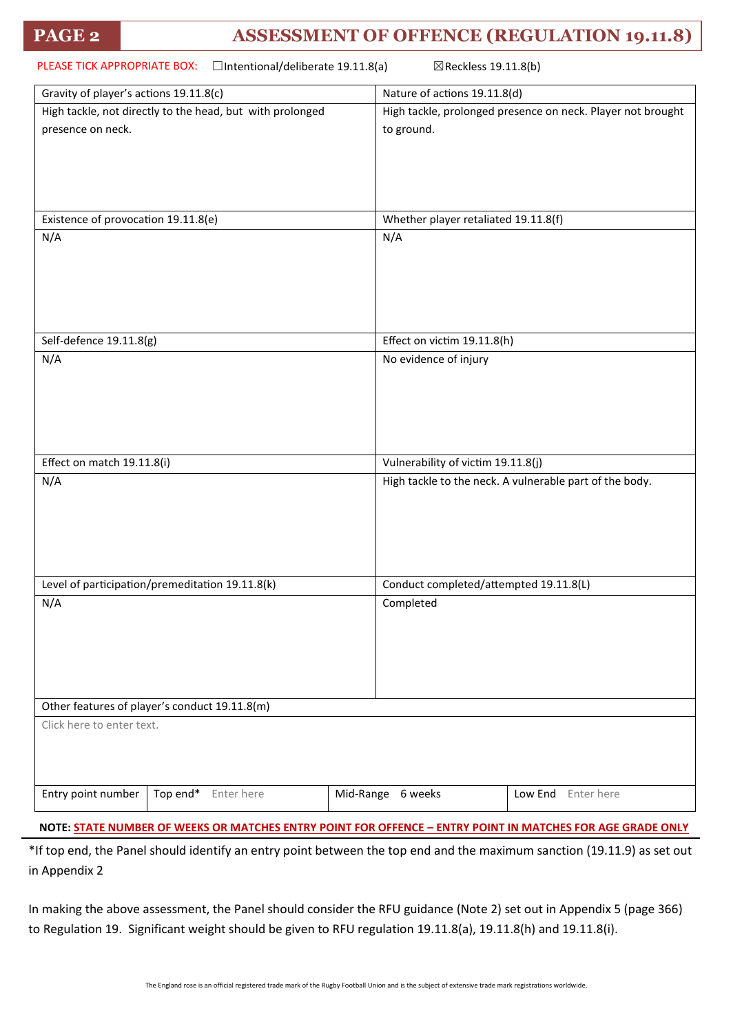# PAGE 2 — ASSESSMENT OF OFFENCE (REGULATION 19.11.8)

PLEASE TICK APPROPRIATE BOX: ☐Intentional/deliberate 19.11.8(a) ☒Reckless 19.11.8(b)

| Gravity of player's actions 19.11.8(c) | Nature of actions 19.11.8(d) |
| --- | --- |
| High tackle, not directly to the head, but with prolonged presence on neck. | High tackle, prolonged presence on neck. Player not brought to ground. |
| **Existence of provocation 19.11.8(e)** | **Whether player retaliated 19.11.8(f)** |
| N/A | N/A |
| **Self-defence 19.11.8(g)** | **Effect on victim 19.11.8(h)** |
| N/A | No evidence of injury |
| **Effect on match 19.11.8(i)** | **Vulnerability of victim 19.11.8(j)** |
| N/A | High tackle to the neck. A vulnerable part of the body. |
| **Level of participation/premeditation 19.11.8(k)** | **Conduct completed/attempted 19.11.8(L)** |
| N/A | Completed |

| Other features of player's conduct 19.11.8(m) |
| --- |
| Click here to enter text. |

| Entry point number | Top end* | Mid-Range | Low End |
| --- | --- | --- | --- |
| | Enter here | 6 weeks | Enter here |

**NOTE: STATE NUMBER OF WEEKS OR MATCHES ENTRY POINT FOR OFFENCE – ENTRY POINT IN MATCHES FOR AGE GRADE ONLY**

*If top end, the Panel should identify an entry point between the top end and the maximum sanction (19.11.9) as set out in Appendix 2

In making the above assessment, the Panel should consider the RFU guidance (Note 2) set out in Appendix 5 (page 366) to Regulation 19. Significant weight should be given to RFU regulation 19.11.8(a), 19.11.8(h) and 19.11.8(i).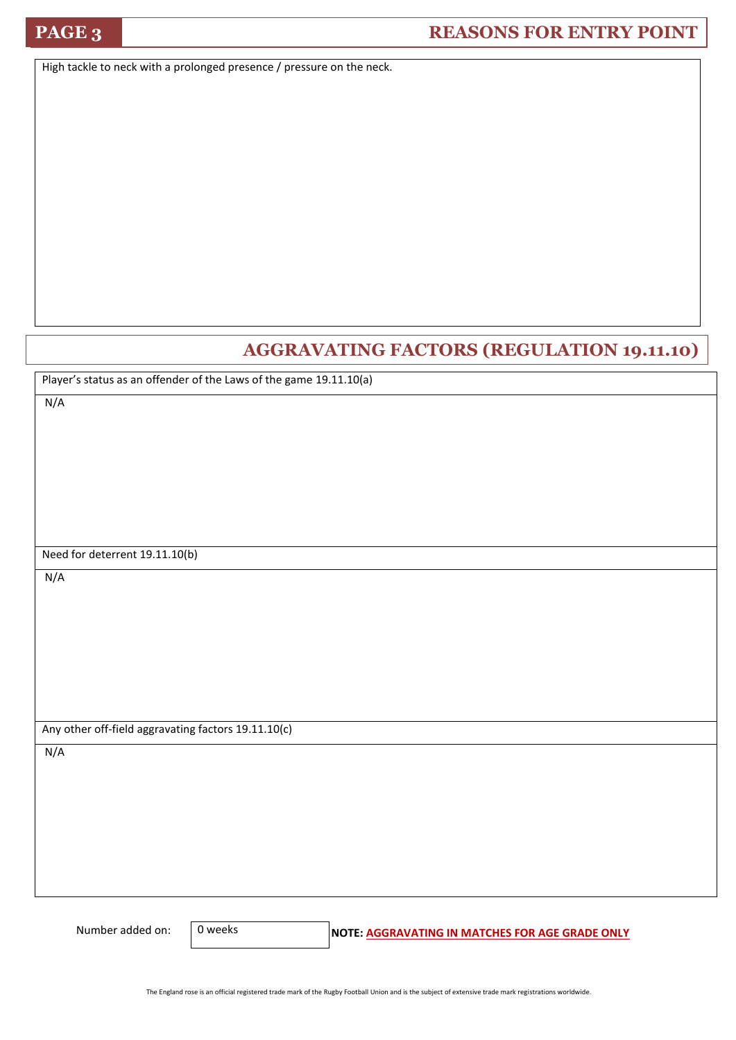## REASONS FOR ENTRY POINT

High tackle to neck with a prolonged presence / pressure on the neck.

## AGGRAVATING FACTORS (REGULATION 19.11.10)

| Player's status as an offender of the Laws of the game 19.11.10(a) |
| --- |
| N/A |

| Need for deterrent 19.11.10(b) |
| --- |
| N/A |

| Any other off-field aggravating factors 19.11.10(c) |
| --- |
| N/A |

Number added on: 0 weeks

**NOTE: AGGRAVATING IN MATCHES FOR AGE GRADE ONLY**

The England rose is an official registered trade mark of the Rugby Football Union and is the subject of extensive trade mark registrations worldwide.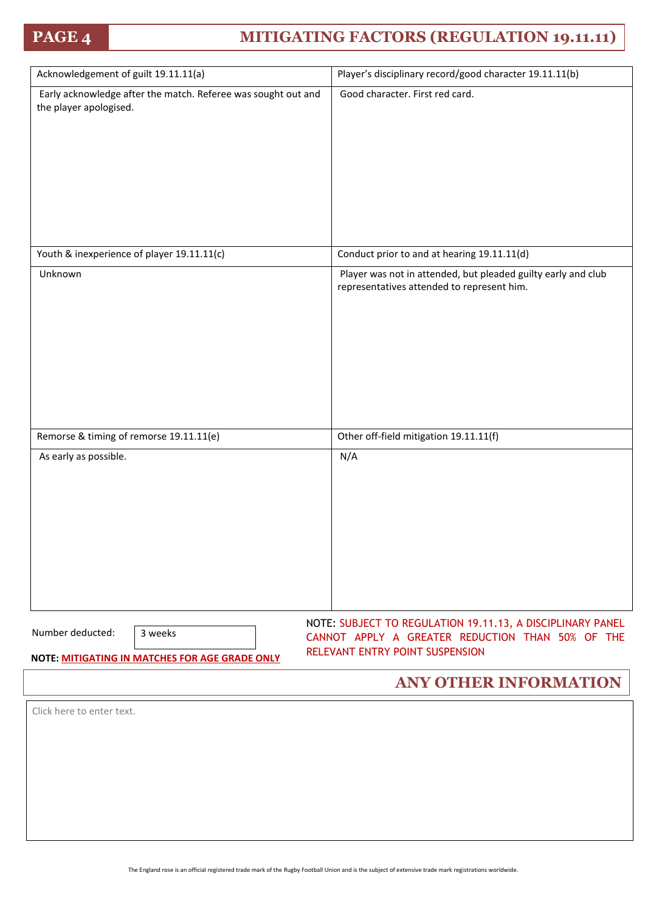# PAGE 4 MITIGATING FACTORS (REGULATION 19.11.11)

| | |
|---|---|
| Acknowledgement of guilt 19.11.11(a) | Player's disciplinary record/good character 19.11.11(b) |
| Early acknowledge after the match. Referee was sought out and the player apologised. | Good character. First red card. |
| Youth & inexperience of player 19.11.11(c) | Conduct prior to and at hearing 19.11.11(d) |
| Unknown | Player was not in attended, but pleaded guilty early and club representatives attended to represent him. |
| Remorse & timing of remorse 19.11.11(e) | Other off-field mitigation 19.11.11(f) |
| As early as possible. | N/A |

Number deducted: 3 weeks

**NOTE: MITIGATING IN MATCHES FOR AGE GRADE ONLY**

NOTE: SUBJECT TO REGULATION 19.11.13, A DISCIPLINARY PANEL CANNOT APPLY A GREATER REDUCTION THAN 50% OF THE RELEVANT ENTRY POINT SUSPENSION

## ANY OTHER INFORMATION

Click here to enter text.

The England rose is an official registered trade mark of the Rugby Football Union and is the subject of extensive trade mark registrations worldwide.